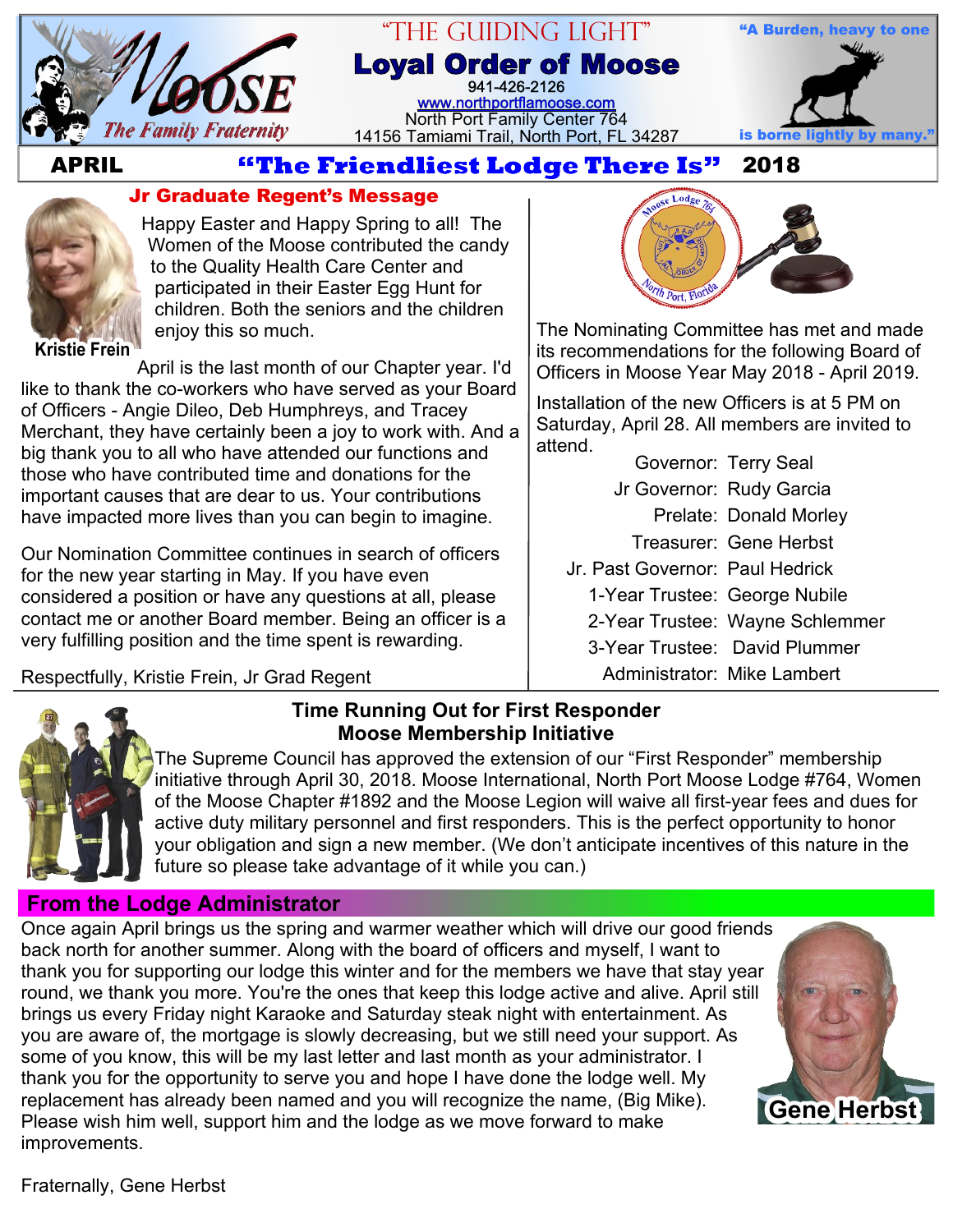# "THE GUIDING LIGHT"

## Loyal Order of Moose

941-426-2126
www.northportflamoose.com
North Port Family Center 764
14156 Tamiami Trail, North Port, FL 34287

The Family Fraternity

"A Burden, heavy to one is borne lightly by many."

**APRIL** **"The Friendliest Lodge There Is"** **2018**

## Jr Graduate Regent's Message

Kristie Frein

Happy Easter and Happy Spring to all! The Women of the Moose contributed the candy to the Quality Health Care Center and participated in their Easter Egg Hunt for children. Both the seniors and the children enjoy this so much.

April is the last month of our Chapter year. I'd like to thank the co-workers who have served as your Board of Officers - Angie Dileo, Deb Humphreys, and Tracey Merchant, they have certainly been a joy to work with. And a big thank you to all who have attended our functions and those who have contributed time and donations for the important causes that are dear to us. Your contributions have impacted more lives than you can begin to imagine.

Our Nomination Committee continues in search of officers for the new year starting in May. If you have even considered a position or have any questions at all, please contact me or another Board member. Being an officer is a very fulfilling position and the time spent is rewarding.

Respectfully, Kristie Frein, Jr Grad Regent

The Nominating Committee has met and made its recommendations for the following Board of Officers in Moose Year May 2018 - April 2019.

Installation of the new Officers is at 5 PM on Saturday, April 28. All members are invited to attend.

| Position | Name |
|---|---|
| Governor: | Terry Seal |
| Jr Governor: | Rudy Garcia |
| Prelate: | Donald Morley |
| Treasurer: | Gene Herbst |
| Jr. Past Governor: | Paul Hedrick |
| 1-Year Trustee: | George Nubile |
| 2-Year Trustee: | Wayne Schlemmer |
| 3-Year Trustee: | David Plummer |
| Administrator: | Mike Lambert |

## Time Running Out for First Responder Moose Membership Initiative

The Supreme Council has approved the extension of our "First Responder" membership initiative through April 30, 2018. Moose International, North Port Moose Lodge #764, Women of the Moose Chapter #1892 and the Moose Legion will waive all first-year fees and dues for active duty military personnel and first responders. This is the perfect opportunity to honor your obligation and sign a new member. (We don't anticipate incentives of this nature in the future so please take advantage of it while you can.)

## From the Lodge Administrator

Once again April brings us the spring and warmer weather which will drive our good friends back north for another summer. Along with the board of officers and myself, I want to thank you for supporting our lodge this winter and for the members we have that stay year round, we thank you more. You're the ones that keep this lodge active and alive. April still brings us every Friday night Karaoke and Saturday steak night with entertainment. As you are aware of, the mortgage is slowly decreasing, but we still need your support. As some of you know, this will be my last letter and last month as your administrator. I thank you for the opportunity to serve you and hope I have done the lodge well. My replacement has already been named and you will recognize the name, (Big Mike). Please wish him well, support him and the lodge as we move forward to make improvements.

Gene Herbst

Fraternally, Gene Herbst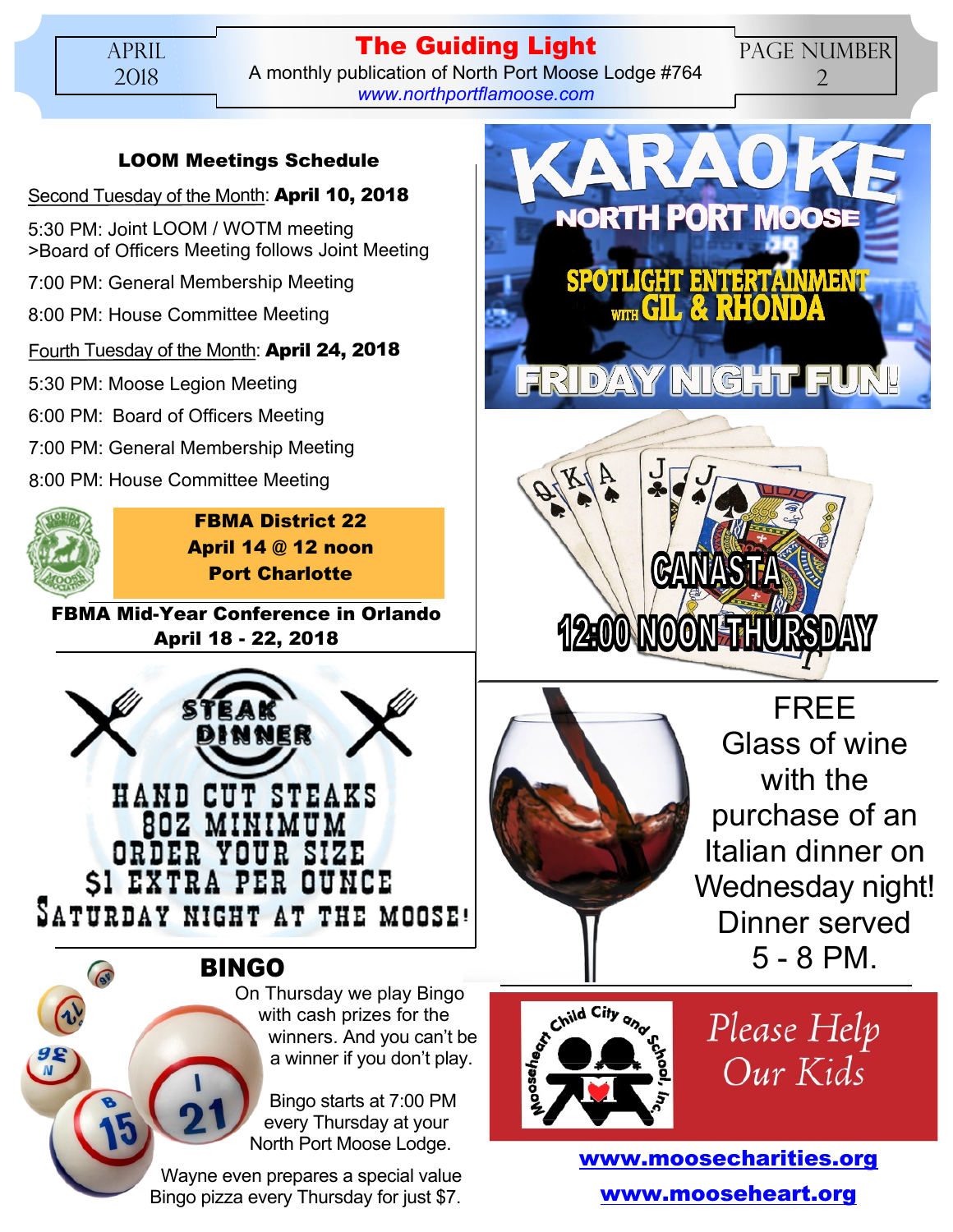## LOOM Meetings Schedule

Second Tuesday of the Month: **April 10, 2018**

5:30 PM: Joint LOOM / WOTM meeting
>Board of Officers Meeting follows Joint Meeting

7:00 PM: General Membership Meeting

8:00 PM: House Committee Meeting

Fourth Tuesday of the Month: **April 24, 2018**

5:30 PM: Moose Legion Meeting

6:00 PM: Board of Officers Meeting

7:00 PM: General Membership Meeting

8:00 PM: House Committee Meeting

**FBMA District 22**
**April 14 @ 12 noon**
**Port Charlotte**

**FBMA Mid-Year Conference in Orlando**
**April 18 - 22, 2018**

STEAK DINNER

HAND CUT STEAKS
8OZ MINIMUM
ORDER YOUR SIZE
$1 EXTRA PER OUNCE
SATURDAY NIGHT AT THE MOOSE!

## BINGO

On Thursday we play Bingo with cash prizes for the winners. And you can't be a winner if you don't play.

Bingo starts at 7:00 PM every Thursday at your North Port Moose Lodge.

Wayne even prepares a special value Bingo pizza every Thursday for just $7.

KARAOKE
NORTH PORT MOOSE
SPOTLIGHT ENTERTAINMENT WITH GIL & RHONDA
FRIDAY NIGHT FUN!

CANASTA
12:00 NOON THURSDAY

FREE Glass of wine with the purchase of an Italian dinner on Wednesday night! Dinner served 5 - 8 PM.

Mooseheart Child City and School, Inc.

*Please Help Our Kids*

**www.moosecharities.org**

**www.mooseheart.org**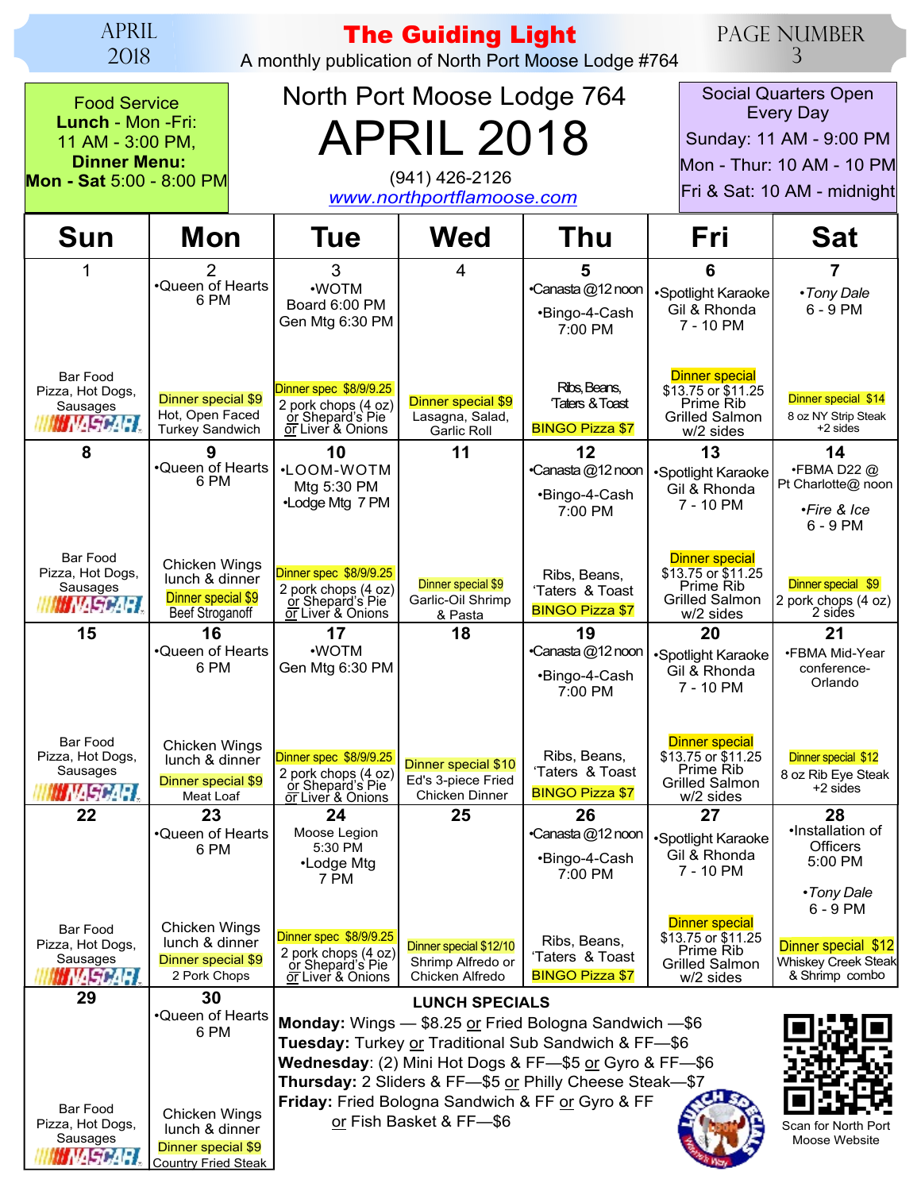APRIL 2018

# The Guiding Light

A monthly publication of North Port Moose Lodge #764

**Food Service**
**Lunch** - Mon -Fri: 11 AM - 3:00 PM,
**Dinner Menu:**
**Mon - Sat** 5:00 - 8:00 PM

## North Port Moose Lodge 764

# APRIL 2018

(941) 426-2126
www.northportflamoose.com

**Social Quarters Open Every Day**
Sunday: 11 AM - 9:00 PM
Mon - Thur: 10 AM - 10 PM
Fri & Sat: 10 AM - midnight

| Sun | Mon | Tue | Wed | Thu | Fri | Sat |
|---|---|---|---|---|---|---|
| 1<br><br>Bar Food Pizza, Hot Dogs, Sausages<br>NASCAR | 2<br>•Queen of Hearts 6 PM<br><br>Dinner special $9<br>Hot, Open Faced Turkey Sandwich | 3<br>•WOTM Board 6:00 PM Gen Mtg 6:30 PM<br><br>Dinner spec $8/9/9.25<br>2 pork chops (4 oz) or Shepard's Pie or Liver & Onions | 4<br><br>Dinner special $9<br>Lasagna, Salad, Garlic Roll | 5<br>•Canasta @12 noon<br>•Bingo-4-Cash 7:00 PM<br><br>Ribs, Beans, Taters & Toast<br>BINGO Pizza $7 | 6<br>•Spotlight Karaoke Gil & Rhonda 7 - 10 PM<br><br>Dinner special<br>$13.75 or $11.25 Prime Rib Grilled Salmon w/2 sides | 7<br>•*Tony Dale* 6 - 9 PM<br><br>Dinner special $14<br>8 oz NY Strip Steak +2 sides |
| 8<br><br>Bar Food Pizza, Hot Dogs, Sausages<br>NASCAR | 9<br>•Queen of Hearts 6 PM<br><br>Chicken Wings lunch & dinner<br>Dinner special $9<br>Beef Stroganoff | 10<br>•LOOM-WOTM Mtg 5:30 PM<br>•Lodge Mtg 7 PM<br><br>Dinner spec $8/9/9.25<br>2 pork chops (4 oz) or Shepard's Pie or Liver & Onions | 11<br><br>Dinner special $9<br>Garlic-Oil Shrimp & Pasta | 12<br>•Canasta @12 noon<br>•Bingo-4-Cash 7:00 PM<br><br>Ribs, Beans, 'Taters & Toast<br>BINGO Pizza $7 | 13<br>•Spotlight Karaoke Gil & Rhonda 7 - 10 PM<br><br>Dinner special<br>$13.75 or $11.25 Prime Rib Grilled Salmon w/2 sides | 14<br>•FBMA D22 @ Pt Charlotte@ noon<br>•*Fire & Ice* 6 - 9 PM<br><br>Dinner special $9<br>2 pork chops (4 oz) 2 sides |
| 15<br><br>Bar Food Pizza, Hot Dogs, Sausages<br>NASCAR | 16<br>•Queen of Hearts 6 PM<br><br>Chicken Wings lunch & dinner<br>Dinner special $9<br>Meat Loaf | 17<br>•WOTM Gen Mtg 6:30 PM<br><br>Dinner spec $8/9/9.25<br>2 pork chops (4 oz) or Shepard's Pie or Liver & Onions | 18<br><br>Dinner special $10<br>Ed's 3-piece Fried Chicken Dinner | 19<br>•Canasta @12 noon<br>•Bingo-4-Cash 7:00 PM<br><br>Ribs, Beans, 'Taters & Toast<br>BINGO Pizza $7 | 20<br>•Spotlight Karaoke Gil & Rhonda 7 - 10 PM<br><br>Dinner special<br>$13.75 or $11.25 Prime Rib Grilled Salmon w/2 sides | 21<br>•FBMA Mid-Year conference-Orlando<br><br>Dinner special $12<br>8 oz Rib Eye Steak +2 sides |
| 22<br><br>Bar Food Pizza, Hot Dogs, Sausages<br>NASCAR | 23<br>•Queen of Hearts 6 PM<br><br>Chicken Wings lunch & dinner<br>Dinner special $9<br>2 Pork Chops | 24<br>Moose Legion 5:30 PM<br>•Lodge Mtg 7 PM<br><br>Dinner spec $8/9/9.25<br>2 pork chops (4 oz) or Shepard's Pie or Liver & Onions | 25<br><br>Dinner special $12/10<br>Shrimp Alfredo or Chicken Alfredo | 26<br>•Canasta @12 noon<br>•Bingo-4-Cash 7:00 PM<br><br>Ribs, Beans, 'Taters & Toast<br>BINGO Pizza $7 | 27<br>•Spotlight Karaoke Gil & Rhonda 7 - 10 PM<br><br>Dinner special<br>$13.75 or $11.25 Prime Rib Grilled Salmon w/2 sides | 28<br>•Installation of Officers 5:00 PM<br>•*Tony Dale* 6 - 9 PM<br><br>Dinner special $12<br>Whiskey Creek Steak & Shrimp combo |
| 29<br><br>Bar Food Pizza, Hot Dogs, Sausages<br>NASCAR | 30<br>•Queen of Hearts 6 PM<br><br>Chicken Wings lunch & dinner<br>Dinner special $9<br>Country Fried Steak | | | | | |

**LUNCH SPECIALS**

**Monday:** Wings — $8.25 or Fried Bologna Sandwich —$6
**Tuesday:** Turkey or Traditional Sub Sandwich & FF—$6
**Wednesday**: (2) Mini Hot Dogs & FF—$5 or Gyro & FF—$6
**Thursday:** 2 Sliders & FF—$5 or Philly Cheese Steak—$7
**Friday:** Fried Bologna Sandwich & FF or Gyro & FF or Fish Basket & FF—$6

Scan for North Port Moose Website